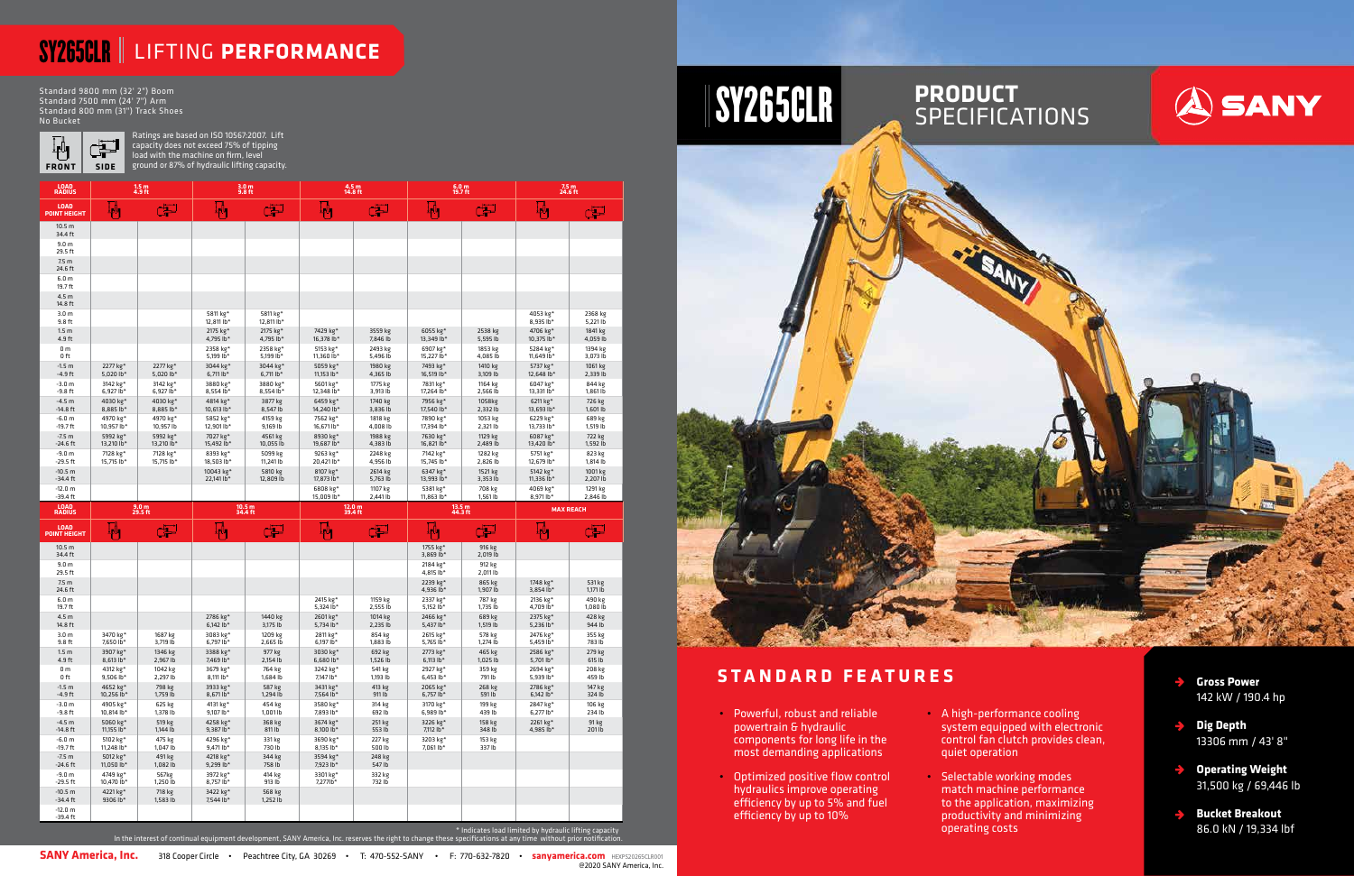# SY265CLR | LIFTING PERFORMANCE

Standard 9800 mm (32' 2") Boom
Standard 7500 mm (24' 7") Arm
Standard 800 mm (31") Track Shoes
No Bucket

FRONT | SIDE

Ratings are based on ISO 10567:2007. Lift capacity does not exceed 75% of tipping load with the machine on firm, level ground or 87% of hydraulic lifting capacity.

| LOAD RADIUS | 1.5 m 4.9 ft | | 3.0 m 9.8 ft | | 4.5 m 14.8 ft | | 6.0 m 19.7 ft | | 7.5 m 24.6 ft | |
|---|---|---|---|---|---|---|---|---|---|---|
| LOAD POINT HEIGHT | FRONT | SIDE | FRONT | SIDE | FRONT | SIDE | FRONT | SIDE | FRONT | SIDE |
| 10.5 m 34.4 ft | | | | | | | | | | |
| 9.0 m 29.5 ft | | | | | | | | | | |
| 7.5 m 24.6 ft | | | | | | | | | | |
| 6.0 m 19.7 ft | | | | | | | | | | |
| 4.5 m 14.8 ft | | | | | | | | | | |
| 3.0 m 9.8 ft | | | 5811 kg* 12,811 lb* | 5811 kg* 12,811 lb* | | | | | 4053 kg* 8,935 lb* | 2368 kg 5,221 lb |
| 1.5 m 4.9 ft | | | 2175 kg* 4,795 lb* | 2175 kg* 4,795 lb* | 7429 kg* 16,378 lb* | 3559 kg 7,846 lb | 6055 kg* 13,349 lb* | 2538 kg 5,595 lb | 4706 kg* 10,375 lb* | 1841 kg 4,059 lb |
| 0 m 0 ft | | | 2358 kg* 5,199 lb* | 2358 kg* 5,199 lb* | 5153 kg* 11,360 lb* | 2493 kg 5,496 lb | 6907 kg* 15,227 lb* | 1853 kg 4,085 lb | 5284 kg* 11,649 lb* | 1394 kg 3,073 lb |
| -1.5 m -4.9 ft | 2277 kg* 5,020 lb* | 2277 kg* 5,020 lb* | 3044 kg* 6,711 lb* | 3044 kg* 6,711 lb* | 5059 kg* 11,153 lb* | 1980 kg 4,365 lb | 7493 kg* 16,519 lb* | 1410 kg 3,109 lb | 5737 kg* 12,648 lb* | 1061 kg 2,339 lb |
| -3.0 m -9.8 ft | 3142 kg* 6,927 lb* | 3142 kg* 6,927 lb* | 3880 kg* 8,554 lb* | 3880 kg* 8,554 lb* | 5601 kg* 12,348 lb* | 1775 kg 3,913 lb | 7831 kg* 17,264 lb* | 1164 kg 2,566 lb | 6047 kg* 13,331 lb* | 844 kg 1,861 lb |
| -4.5 m -14.8 ft | 4030 kg* 8,885 lb* | 4030 kg* 8,885 lb* | 4814 kg* 10,613 lb* | 3877 kg 8,547 lb | 6459 kg* 14,240 lb* | 1740 kg 3,836 lb | 7956 kg* 17,540 lb* | 1058kg 2,332 lb | 6211 kg* 13,693 lb* | 726 kg 1,601 lb |
| -6.0 m -19.7 ft | 4970 kg* 10,957 lb* | 4970 kg* 10,957 lb | 5852 kg* 12,901 lb* | 4159 kg 9,169 lb | 7562 kg* 16,671 lb* | 1818 kg 4,008 lb | 7890 kg* 17,394 lb* | 1053 kg 2,321 lb | 6229 kg* 13,733 lb* | 689 kg 1,519 lb |
| -7.5 m -24.6 ft | 5992 kg* 13,210 lb* | 5992 kg* 13,210 lb* | 7027 kg* 15,492 lb* | 4561 kg 10,055 lb | 8930 kg* 19,687 lb* | 1988 kg 4,383 lb | 7630 kg* 16,821 lb* | 1129 kg 2,489 lb | 6087 kg* 13,420 lb* | 722 kg 1,592 lb |
| -9.0 m -29.5 ft | 7128 kg* 15,715 lb* | 7128 kg* 15,715 lb* | 8393 kg* 18,503 lb* | 5099 kg 11,241 lb | 9263 kg* 20,421 lb* | 2248 kg 4,956 lb | 7142 kg* 15,745 lb* | 1282 kg 2,826 lb | 5751 kg* 12,679 lb* | 823 kg 1,814 lb |
| -10.5 m -34.4 ft | | | 10043 kg* 22,141 lb* | 5810 kg 12,809 lb | 8107 kg* 17,873 lb* | 2614 kg 5,763 lb | 6347 kg* 13,993 lb* | 1521 kg 3,353 lb | 5142 kg* 11,336 lb* | 1001 kg 2,207 lb |
| -12.0 m -39.4 ft | | | | | 6808 kg* 15,009 lb* | 1107 kg 2,441 lb | 5381 kg* 11,863 lb* | 708 kg 1,561 lb | 4069 kg* 8,971 lb* | 1291 kg 2,846 lb |

| LOAD RADIUS | 9.0 m 29.5 ft | | 10.5 m 34.4 ft | | 12.0 m 39.4 ft | | 13.5 m 44.3 ft | | MAX REACH | |
|---|---|---|---|---|---|---|---|---|---|---|
| LOAD POINT HEIGHT | FRONT | SIDE | FRONT | SIDE | FRONT | SIDE | FRONT | SIDE | FRONT | SIDE |
| 10.5 m 34.4 ft | | | | | | | 1755 kg* 3,869 lb* | 916 kg 2,019 lb | | |
| 9.0 m 29.5 ft | | | | | | | 2184 kg* 4,815 lb* | 912 kg 2,011 lb | | |
| 7.5 m 24.6 ft | | | | | | | 2239 kg* 4,936 lb* | 865 kg 1,907 lb | 1748 kg* 3,854 lb* | 531 kg 1,171 lb |
| 6.0 m 19.7 ft | | | | | 2415 kg* 5,324 lb* | 1159 kg 2,555 lb | 2337 kg* 5,152 lb* | 787 kg 1,735 lb | 2136 kg* 4,709 lb* | 490 kg 1,080 lb |
| 4.5 m 14.8 ft | | | 2786 kg* 6,142 lb* | 1440 kg 3,175 lb | 2601 kg* 5,734 lb* | 1014 kg 2,235 lb | 2466 kg* 5,437 lb* | 689 kg 1,519 lb | 2375 kg* 5,236 lb* | 428 kg 944 lb |
| 3.0 m 9.8 ft | 3470 kg* 7,650 lb* | 1687 kg 3,719 lb | 3083 kg* 6,797 lb* | 1209 kg 2,665 lb | 2811 kg* 6,197 lb* | 854 kg 1,883 lb | 2615 kg* 5,765 lb* | 578 kg 1,274 lb | 2476 kg* 5,459 lb* | 355 kg 783 lb |
| 1.5 m 4.9 ft | 3907 kg* 8,613 lb* | 1346 kg 2,967 lb | 3388 kg* 7,469 lb* | 977 kg 2,154 lb | 3030 kg* 6,680 lb* | 692 kg 1,526 lb | 2773 kg* 6,113 lb* | 465 kg 1,025 lb | 2586 kg* 5,701 lb* | 279 kg 615 lb |
| 0 m 0 ft | 4312 kg* 9,506 lb* | 1042 kg 2,297 lb | 3679 kg* 8,111 lb* | 764 kg 1,684 lb | 3242 kg* 7,147 lb* | 541 kg 1,193 lb | 2927 kg* 6,453 lb* | 359 kg 791 lb | 2694 kg* 5,939 lb* | 208 kg 459 lb |
| -1.5 m -4.9 ft | 4652 kg* 10,256 lb* | 798 kg 1,759 lb | 3933 kg* 8,671 lb* | 587 kg 1,294 lb | 3431 kg* 7,564 lb* | 413 kg 911 lb | 2065 kg* 6,757 lb* | 268 kg 591 lb | 2786 kg* 6,142 lb* | 147 kg 324 lb |
| -3.0 m -9.8 ft | 4905 kg* 10,814 lb* | 625 kg 1,378 lb | 4131 kg* 9,107 lb* | 454 kg 1,001 lb | 3580 kg* 7,893 lb* | 314 kg 692 lb | 3170 kg* 6,989 lb* | 199 kg 439 lb | 2847 kg* 6,277 lb* | 106 kg 234 lb |
| -4.5 m -14.8 ft | 5060 kg* 11,155 lb* | 519 kg 1,144 lb | 4258 kg* 9,387 lb* | 368 kg 811 lb | 3674 kg* 8,100 lb* | 251 kg 553 lb | 3226 kg* 7,112 lb* | 158 kg 348 lb | 2261 kg* 4,985 lb* | 91 kg 201 lb |
| -6.0 m -19.7 ft | 5102 kg* 11,248 lb* | 475 kg 1,047 lb | 4296 kg* 9,471 lb* | 331 kg 730 lb | 3690 kg* 8,135 lb* | 227 kg 500 lb | 3203 kg* 7,061 lb* | 153 kg 337 lb | | |
| -7.5 m -24.6 ft | 5012 kg* 11,050 lb* | 491 kg 1,082 lb | 4218 kg* 9,299 lb* | 344 kg 758 lb | 3594 kg* 7,923 lb* | 248 kg 547 lb | | | | |
| -9.0 m -29.5 ft | 4749 kg* 10,470 lb* | 567kg 1,250 lb | 3972 kg* 8,757 lb* | 414 kg 913 lb | 3301 kg* 7,277lb* | 332 kg 732 lb | | | | |
| -10.5 m -34.4 ft | 4221 kg* 9306 lb* | 718 kg 1,583 lb | 3422 kg* 7,544 lb* | 568 kg 1,252 lb | | | | | | |
| -12.0 m -39.4 ft | | | | | | | | | | |

\* Indicates load limited by hydraulic lifting capacity

In the interest of continual equipment development, SANY America, Inc. reserves the right to change these specifications at any time without prior notification.

**SANY America, Inc.** 318 Cooper Circle • Peachtree City, GA 30269 • T: 470-552-SANY • F: 770-632-7820 • **sanyamerica.com** HEXPS20265CLR001
©2020 SANY America, Inc.

# SY265CLR PRODUCT SPECIFICATIONS

SANY

## STANDARD FEATURES

- Powerful, robust and reliable powertrain & hydraulic components for long life in the most demanding applications
- Optimized positive flow control hydraulics improve operating efficiency by up to 5% and fuel efficiency by up to 10%
- A high-performance cooling system equipped with electronic control fan clutch provides clean, quiet operation
- Selectable working modes match machine performance to the application, maximizing productivity and minimizing operating costs

- **Gross Power**
  142 kW / 190.4 hp
- **Dig Depth**
  13306 mm / 43' 8"
- **Operating Weight**
  31,500 kg / 69,446 lb
- **Bucket Breakout**
  86.0 kN / 19,334 lbf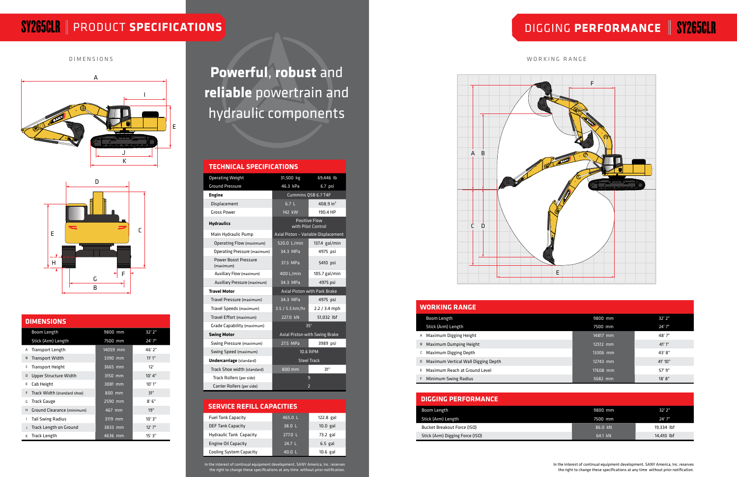# SY265CLR | PRODUCT SPECIFICATIONS

DIMENSIONS

A

I

E

J

K

D

C

E

H

G

F

B

## DIMENSIONS

| | | | |
|---|---|---|---|
| | Boom Length | 9800 mm | 32' 2" |
| | Stick (Arm) Length | 7500 mm | 24' 7" |
| A | Transport Length | 14059 mm | 46' 2" |
| B | Transport Width | 3390 mm | 11' 1" |
| C | Transport Height | 3665 mm | 12' |
| D | Upper Structure Width | 3150 mm | 10' 4" |
| E | Cab Height | 3081 mm | 10' 1" |
| F | Track Width (standard shoe) | 800 mm | 31" |
| G | Track Gauge | 2590 mm | 8' 6" |
| H | Ground Clearance (minimum) | 467 mm | 19" |
| I | Tail Swing Radius | 3119 mm | 10' 3" |
| J | Track Length on Ground | 3833 mm | 12' 7" |
| K | Track Length | 4636 mm | 15' 3" |

**Powerful**, **robust** and **reliable** powertrain and hydraulic components

## TECHNICAL SPECIFICATIONS

| | | |
|---|---|---|
| Operating Weight | 31,500 kg | 69,446 lb |
| Ground Pressure | 46.3 kPa | 6.7 psi |
| **Engine** | Cummins QSB 6.7 T4F | |
| Displacement | 6.7 L | 408.9 in³ |
| Gross Power | 142 kW | 190.4 HP |
| **Hydraulics** | Positive Flow with Pilot Control | |
| Main Hydraulic Pump | Axial Piston – Variable Displacement | |
| Operating Flow (maximum) | 520.0 L/min | 137.4 gal/min |
| Operating Pressure (maximum) | 34.3 MPa | 4975 psi |
| Power Boost Pressure (maximum) | 37.3 MPa | 5410 psi |
| Auxiliary Flow (maximum) | 400 L/min | 105.7 gal/min |
| Auxiliary Pressure (maximum) | 34.3 MPa | 4975 psi |
| **Travel Motor** | Axial Piston with Park Brake | |
| Travel Pressure (maximum) | 34.3 MPa | 4975 psi |
| Travel Speeds (maximum) | 3.5 / 5.5 km/hr | 2.2 / 3.4 mph |
| Travel Effort (maximum) | 227.0 kN | 51,032 lbf |
| Grade Capability (maximum) | 35° | |
| **Swing Motor** | Axial Piston with Swing Brake | |
| Swing Pressure (maximum) | 27.5 MPa | 3989 psi |
| Swing Speed (maximum) | 10.6 RPM | |
| **Undercarriage** (standard) | Steel Track | |
| Track Shoe width (standard) | 800 mm | 31" |
| Track Rollers (per side) | 9 | |
| Carrier Rollers (per side) | 2 | |

## SERVICE REFILL CAPACITIES

| | | |
|---|---|---|
| Fuel Tank Capacity | 465.0 L | 122.8 gal |
| DEF Tank Capacity | 38.0 L | 10.0 gal |
| Hydraulic Tank Capacity | 277.0 L | 73.2 gal |
| Engine Oil Capacity | 24.7 L | 6.5 gal |
| Cooling System Capacity | 40.0 L | 10.6 gal |

In the interest of continual equipment development, SANY America, Inc. reserves the right to change these specifications at any time without prior notification.

# DIGGING PERFORMANCE | SY265CLR

WORKING RANGE

F

A B

C D

E

## WORKING RANGE

| | | | |
|---|---|---|---|
| | Boom Length | 9800 mm | 32' 2" |
| | Stick (Arm) Length | 7500 mm | 24' 7" |
| A | Maximum Digging Height | 14817 mm | 48' 7" |
| B | Maximum Dumping Height | 12512 mm | 41' 1" |
| C | Maximum Digging Depth | 13306 mm | 43' 8" |
| D | Maximum Vertical Wall Digging Depth | 12743 mm | 41' 10" |
| E | Maximum Reach at Ground Level | 17608 mm | 57' 9" |
| F | Minimum Swing Radius | 5682 mm | 18' 8" |

## DIGGING PERFORMANCE

| | | |
|---|---|---|
| Boom Length | 9800 mm | 32' 2" |
| Stick (Arm) Length | 7500 mm | 24' 7" |
| Bucket Breakout Force (ISO) | 86.0 kN | 19,334 lbf |
| Stick (Arm) Digging Force (ISO) | 64.1 kN | 14,410 lbf |

In the interest of continual equipment development, SANY America, Inc. reserves the right to change these specifications at any time without prior notification.